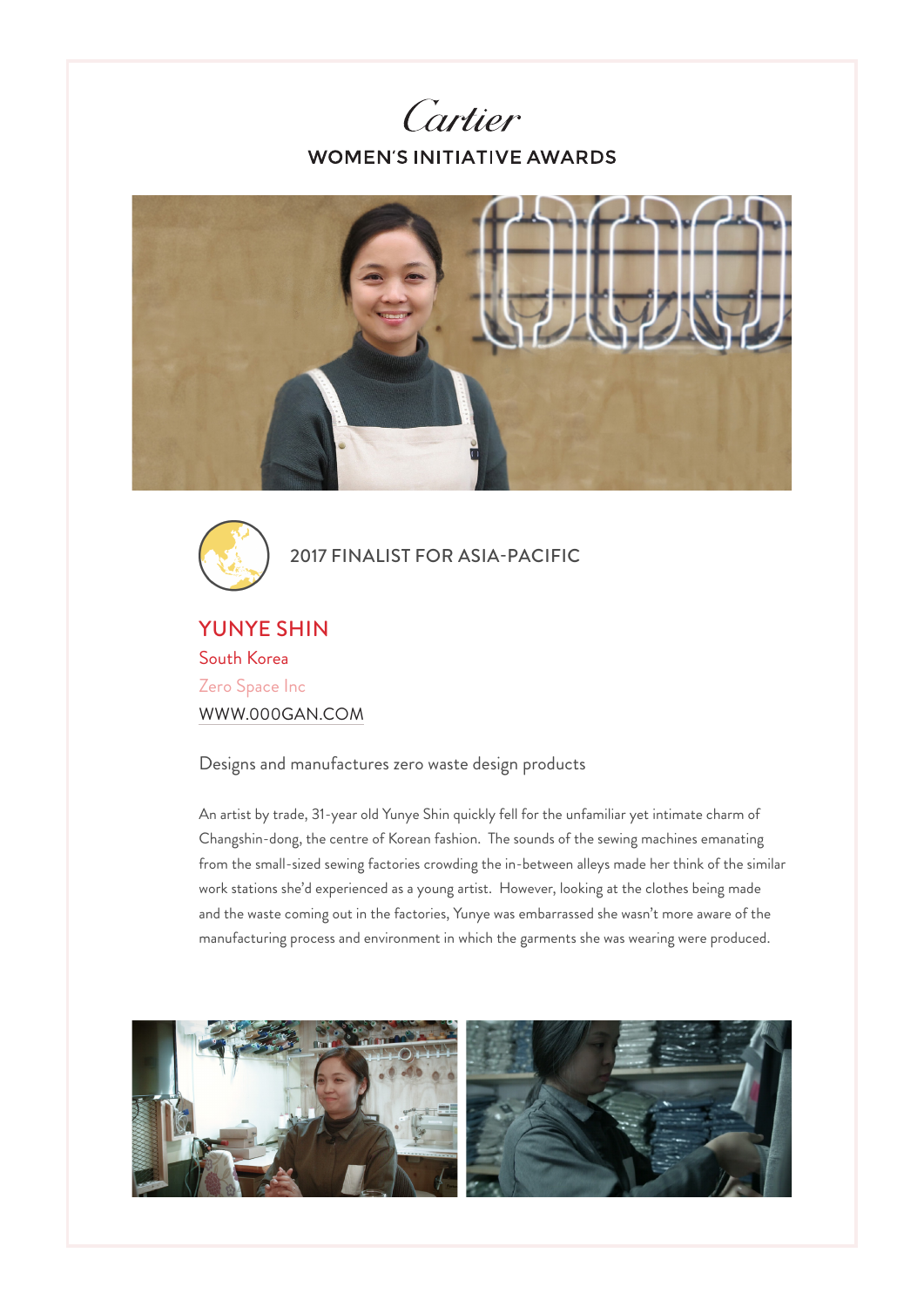# Cartier

## WOMEN'S INITIATIVE AWARDS

2017 FINALIST FOR ASIA-PACIFIC

### YUNYE SHIN

South Korea

Zero Space Inc

WWW.000GAN.COM

Designs and manufactures zero waste design products

An artist by trade, 31-year old Yunye Shin quickly fell for the unfamiliar yet intimate charm of Changshin-dong, the centre of Korean fashion. The sounds of the sewing machines emanating from the small-sized sewing factories crowding the in-between alleys made her think of the similar work stations she'd experienced as a young artist. However, looking at the clothes being made and the waste coming out in the factories, Yunye was embarrassed she wasn't more aware of the manufacturing process and environment in which the garments she was wearing were produced.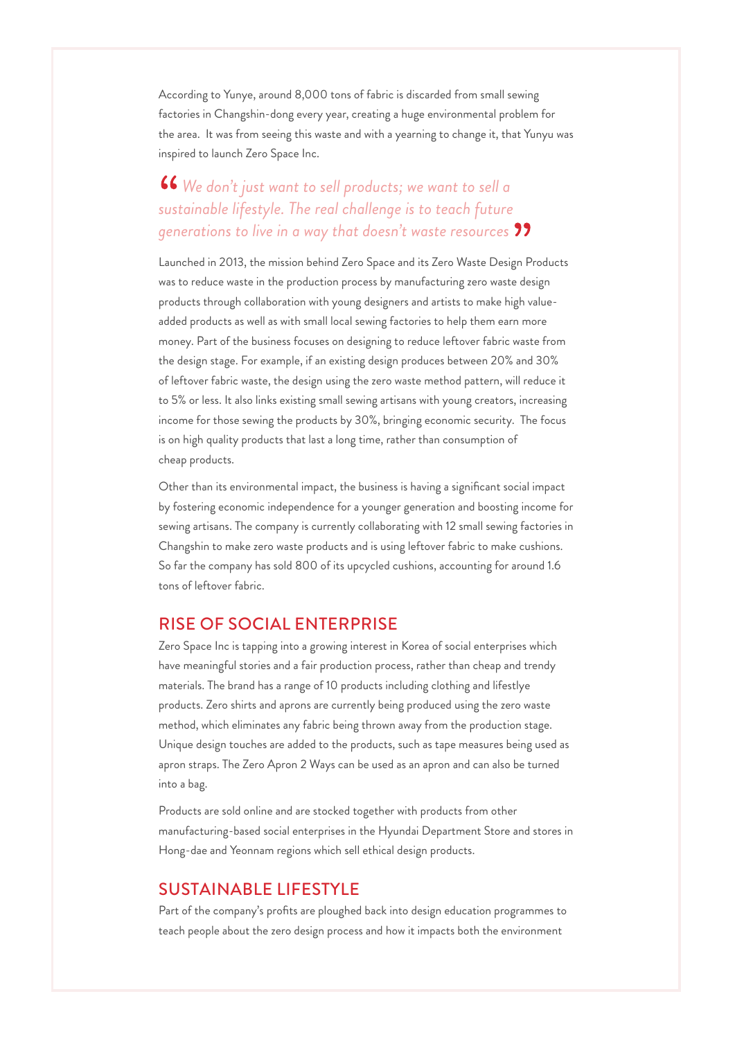According to Yunye, around 8,000 tons of fabric is discarded from small sewing factories in Changshin-dong every year, creating a huge environmental problem for the area. It was from seeing this waste and with a yearning to change it, that Yunyu was inspired to launch Zero Space Inc.

> *" We don't just want to sell products; we want to sell a sustainable lifestyle. The real challenge is to teach future generations to live in a way that doesn't waste resources "*

Launched in 2013, the mission behind Zero Space and its Zero Waste Design Products was to reduce waste in the production process by manufacturing zero waste design products through collaboration with young designers and artists to make high value-added products as well as with small local sewing factories to help them earn more money. Part of the business focuses on designing to reduce leftover fabric waste from the design stage. For example, if an existing design produces between 20% and 30% of leftover fabric waste, the design using the zero waste method pattern, will reduce it to 5% or less. It also links existing small sewing artisans with young creators, increasing income for those sewing the products by 30%, bringing economic security. The focus is on high quality products that last a long time, rather than consumption of cheap products.

Other than its environmental impact, the business is having a significant social impact by fostering economic independence for a younger generation and boosting income for sewing artisans. The company is currently collaborating with 12 small sewing factories in Changshin to make zero waste products and is using leftover fabric to make cushions. So far the company has sold 800 of its upcycled cushions, accounting for around 1.6 tons of leftover fabric.

## RISE OF SOCIAL ENTERPRISE

Zero Space Inc is tapping into a growing interest in Korea of social enterprises which have meaningful stories and a fair production process, rather than cheap and trendy materials. The brand has a range of 10 products including clothing and lifestlye products. Zero shirts and aprons are currently being produced using the zero waste method, which eliminates any fabric being thrown away from the production stage. Unique design touches are added to the products, such as tape measures being used as apron straps. The Zero Apron 2 Ways can be used as an apron and can also be turned into a bag.

Products are sold online and are stocked together with products from other manufacturing-based social enterprises in the Hyundai Department Store and stores in Hong-dae and Yeonnam regions which sell ethical design products.

## SUSTAINABLE LIFESTYLE

Part of the company's profits are ploughed back into design education programmes to teach people about the zero design process and how it impacts both the environment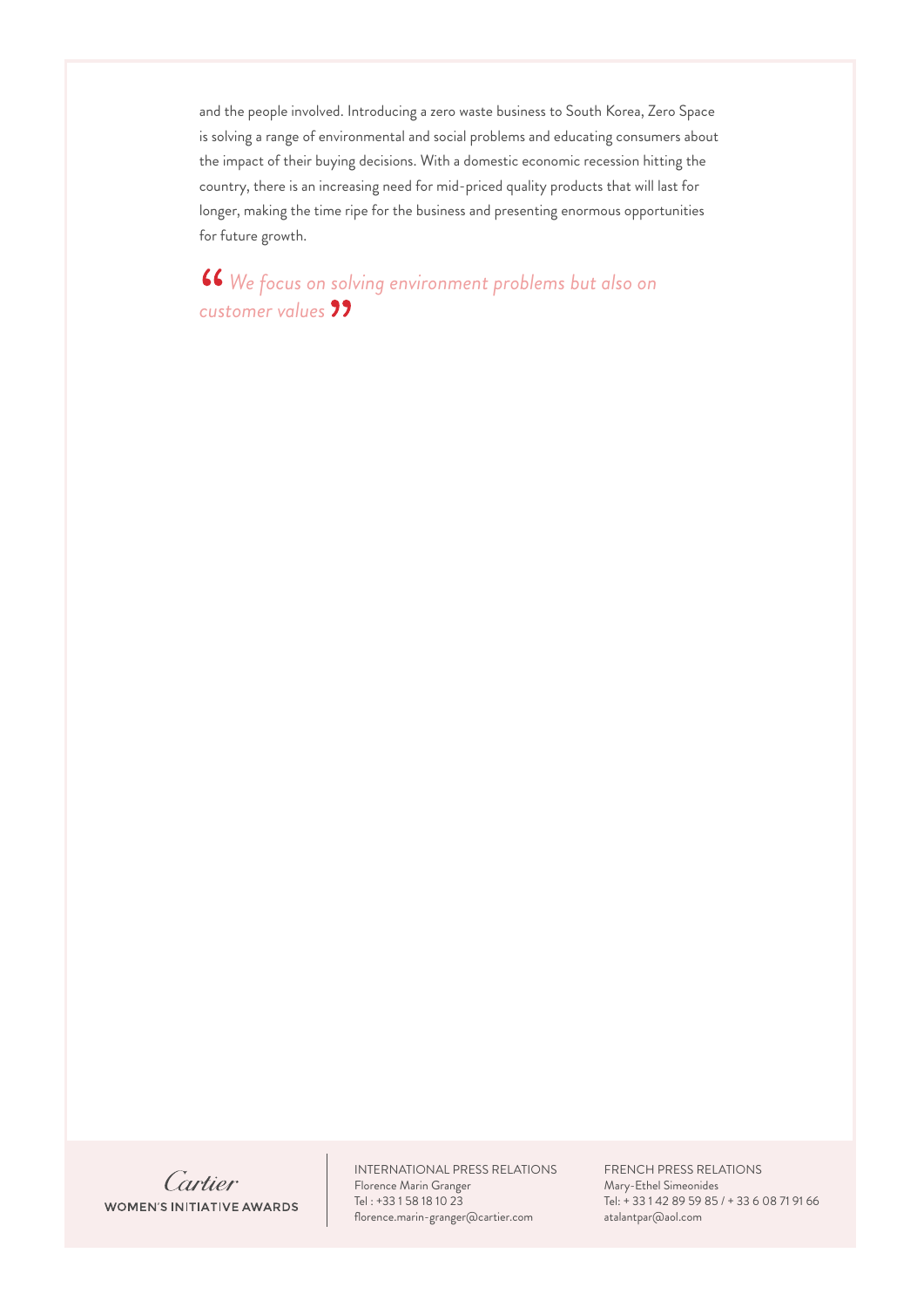and the people involved. Introducing a zero waste business to South Korea, Zero Space is solving a range of environmental and social problems and educating consumers about the impact of their buying decisions. With a domestic economic recession hitting the country, there is an increasing need for mid-priced quality products that will last for longer, making the time ripe for the business and presenting enormous opportunities for future growth.

> *"We focus on solving environment problems but also on customer values"*

Cartier
WOMEN'S INITIATIVE AWARDS

INTERNATIONAL PRESS RELATIONS
Florence Marin Granger
Tel : +33 1 58 18 10 23
florence.marin-granger@cartier.com

FRENCH PRESS RELATIONS
Mary-Ethel Simeonides
Tel: + 33 1 42 89 59 85 / + 33 6 08 71 91 66
atalantpar@aol.com